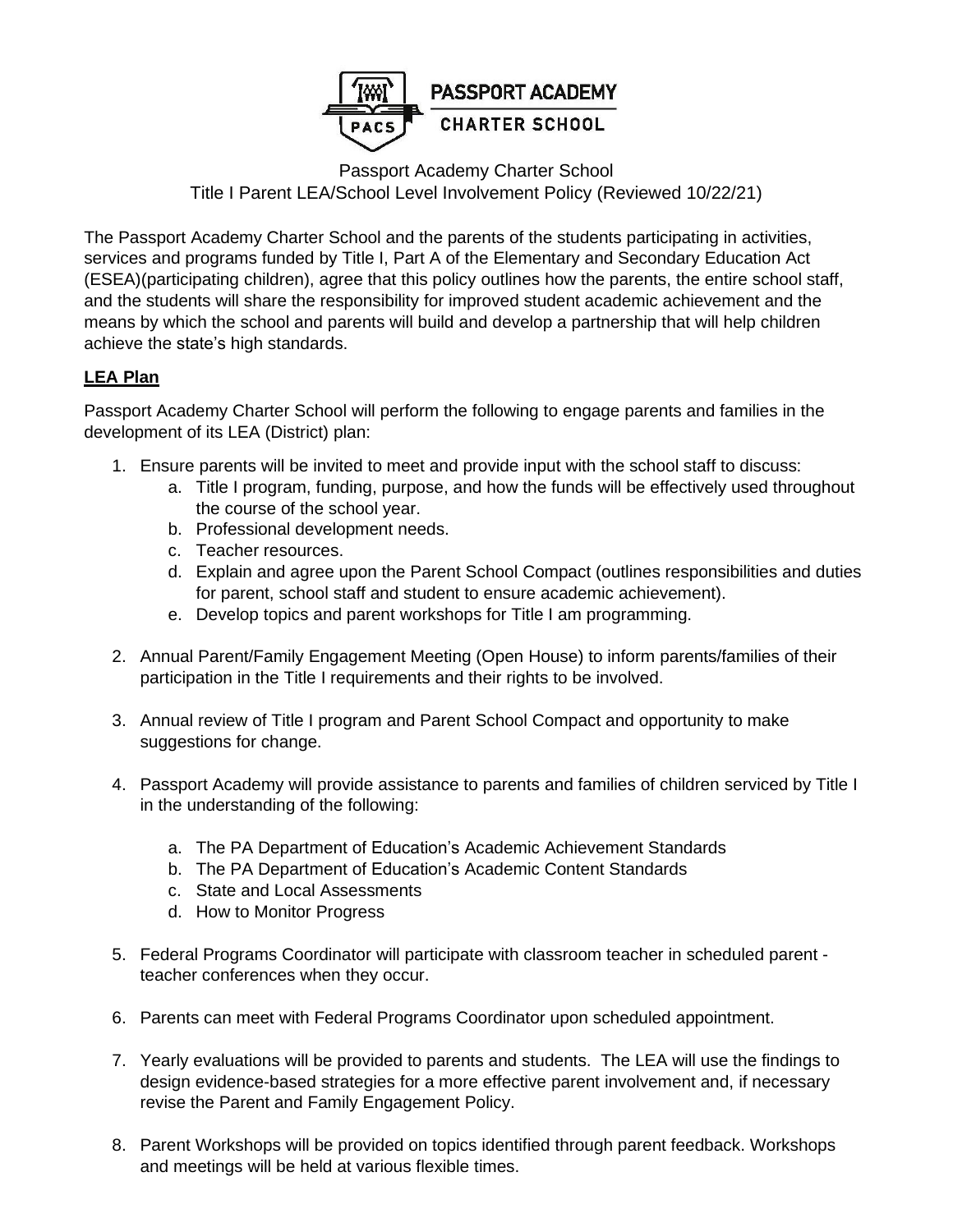PASSPORT ACADEMY CHARTER SCHOOL

Passport Academy Charter School
Title I Parent LEA/School Level Involvement Policy (Reviewed 10/22/21)

The Passport Academy Charter School and the parents of the students participating in activities, services and programs funded by Title I, Part A of the Elementary and Secondary Education Act (ESEA)(participating children), agree that this policy outlines how the parents, the entire school staff, and the students will share the responsibility for improved student academic achievement and the means by which the school and parents will build and develop a partnership that will help children achieve the state's high standards.

**LEA Plan**

Passport Academy Charter School will perform the following to engage parents and families in the development of its LEA (District) plan:

1. Ensure parents will be invited to meet and provide input with the school staff to discuss:
   a. Title I program, funding, purpose, and how the funds will be effectively used throughout the course of the school year.
   b. Professional development needs.
   c. Teacher resources.
   d. Explain and agree upon the Parent School Compact (outlines responsibilities and duties for parent, school staff and student to ensure academic achievement).
   e. Develop topics and parent workshops for Title I am programming.

2. Annual Parent/Family Engagement Meeting (Open House) to inform parents/families of their participation in the Title I requirements and their rights to be involved.

3. Annual review of Title I program and Parent School Compact and opportunity to make suggestions for change.

4. Passport Academy will provide assistance to parents and families of children serviced by Title I in the understanding of the following:

   a. The PA Department of Education's Academic Achievement Standards
   b. The PA Department of Education's Academic Content Standards
   c. State and Local Assessments
   d. How to Monitor Progress

5. Federal Programs Coordinator will participate with classroom teacher in scheduled parent - teacher conferences when they occur.

6. Parents can meet with Federal Programs Coordinator upon scheduled appointment.

7. Yearly evaluations will be provided to parents and students. The LEA will use the findings to design evidence-based strategies for a more effective parent involvement and, if necessary revise the Parent and Family Engagement Policy.

8. Parent Workshops will be provided on topics identified through parent feedback. Workshops and meetings will be held at various flexible times.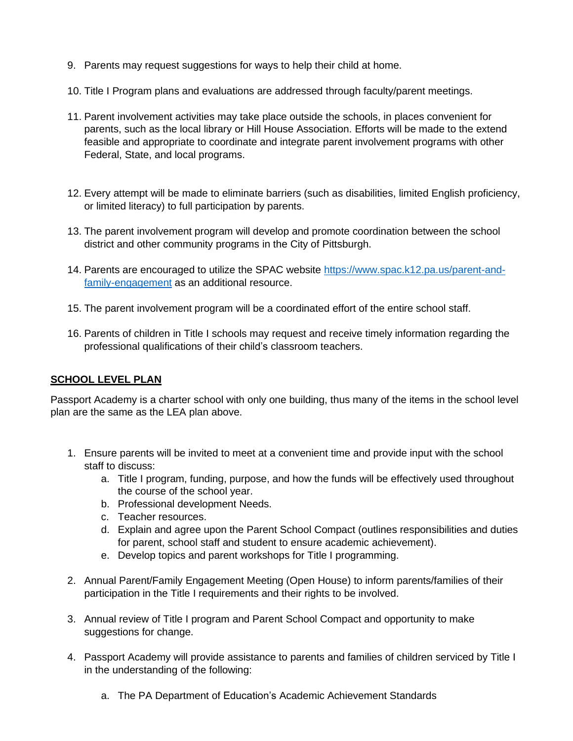9. Parents may request suggestions for ways to help their child at home.

10. Title I Program plans and evaluations are addressed through faculty/parent meetings.

11. Parent involvement activities may take place outside the schools, in places convenient for parents, such as the local library or Hill House Association. Efforts will be made to the extend feasible and appropriate to coordinate and integrate parent involvement programs with other Federal, State, and local programs.

12. Every attempt will be made to eliminate barriers (such as disabilities, limited English proficiency, or limited literacy) to full participation by parents.

13. The parent involvement program will develop and promote coordination between the school district and other community programs in the City of Pittsburgh.

14. Parents are encouraged to utilize the SPAC website [https://www.spac.k12.pa.us/parent-and-family-engagement](https://www.spac.k12.pa.us/parent-and-family-engagement) as an additional resource.

15. The parent involvement program will be a coordinated effort of the entire school staff.

16. Parents of children in Title I schools may request and receive timely information regarding the professional qualifications of their child's classroom teachers.

## SCHOOL LEVEL PLAN

Passport Academy is a charter school with only one building, thus many of the items in the school level plan are the same as the LEA plan above.

1. Ensure parents will be invited to meet at a convenient time and provide input with the school staff to discuss:
   a. Title I program, funding, purpose, and how the funds will be effectively used throughout the course of the school year.
   b. Professional development Needs.
   c. Teacher resources.
   d. Explain and agree upon the Parent School Compact (outlines responsibilities and duties for parent, school staff and student to ensure academic achievement).
   e. Develop topics and parent workshops for Title I programming.

2. Annual Parent/Family Engagement Meeting (Open House) to inform parents/families of their participation in the Title I requirements and their rights to be involved.

3. Annual review of Title I program and Parent School Compact and opportunity to make suggestions for change.

4. Passport Academy will provide assistance to parents and families of children serviced by Title I in the understanding of the following:

   a. The PA Department of Education's Academic Achievement Standards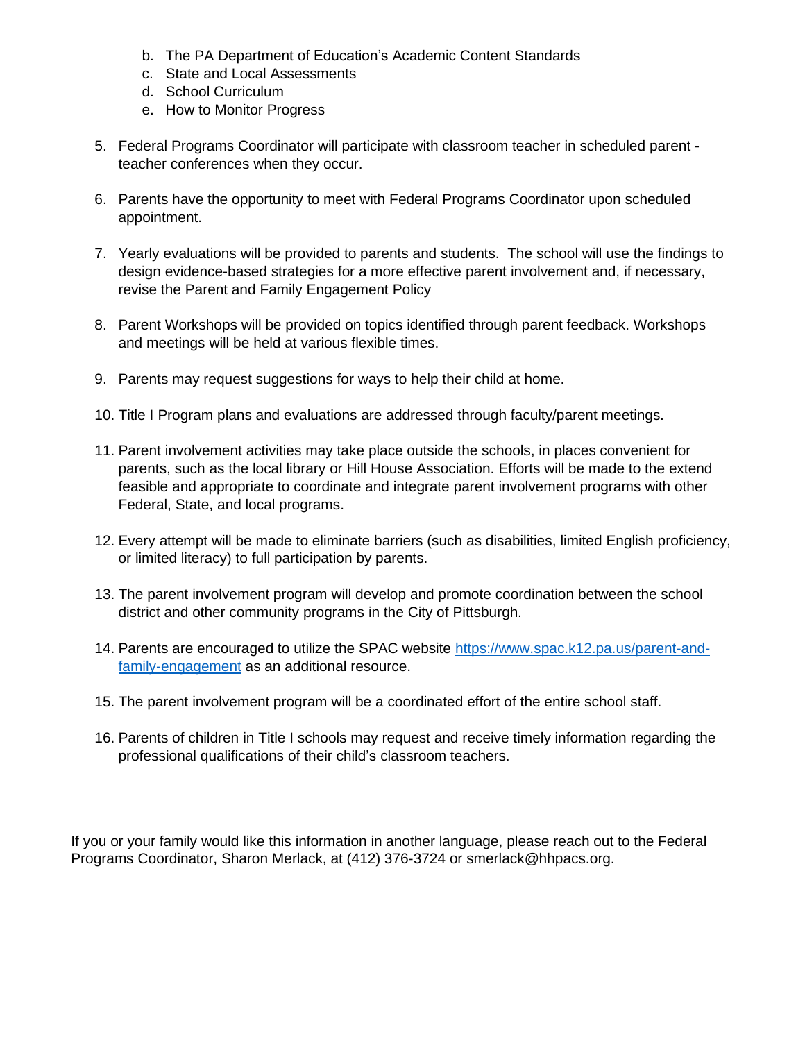b. The PA Department of Education's Academic Content Standards
   c. State and Local Assessments
   d. School Curriculum
   e. How to Monitor Progress

5. Federal Programs Coordinator will participate with classroom teacher in scheduled parent - teacher conferences when they occur.

6. Parents have the opportunity to meet with Federal Programs Coordinator upon scheduled appointment.

7. Yearly evaluations will be provided to parents and students. The school will use the findings to design evidence-based strategies for a more effective parent involvement and, if necessary, revise the Parent and Family Engagement Policy

8. Parent Workshops will be provided on topics identified through parent feedback. Workshops and meetings will be held at various flexible times.

9. Parents may request suggestions for ways to help their child at home.

10. Title I Program plans and evaluations are addressed through faculty/parent meetings.

11. Parent involvement activities may take place outside the schools, in places convenient for parents, such as the local library or Hill House Association. Efforts will be made to the extend feasible and appropriate to coordinate and integrate parent involvement programs with other Federal, State, and local programs.

12. Every attempt will be made to eliminate barriers (such as disabilities, limited English proficiency, or limited literacy) to full participation by parents.

13. The parent involvement program will develop and promote coordination between the school district and other community programs in the City of Pittsburgh.

14. Parents are encouraged to utilize the SPAC website [https://www.spac.k12.pa.us/parent-and-family-engagement](https://www.spac.k12.pa.us/parent-and-family-engagement) as an additional resource.

15. The parent involvement program will be a coordinated effort of the entire school staff.

16. Parents of children in Title I schools may request and receive timely information regarding the professional qualifications of their child's classroom teachers.

If you or your family would like this information in another language, please reach out to the Federal Programs Coordinator, Sharon Merlack, at (412) 376-3724 or smerlack@hhpacs.org.